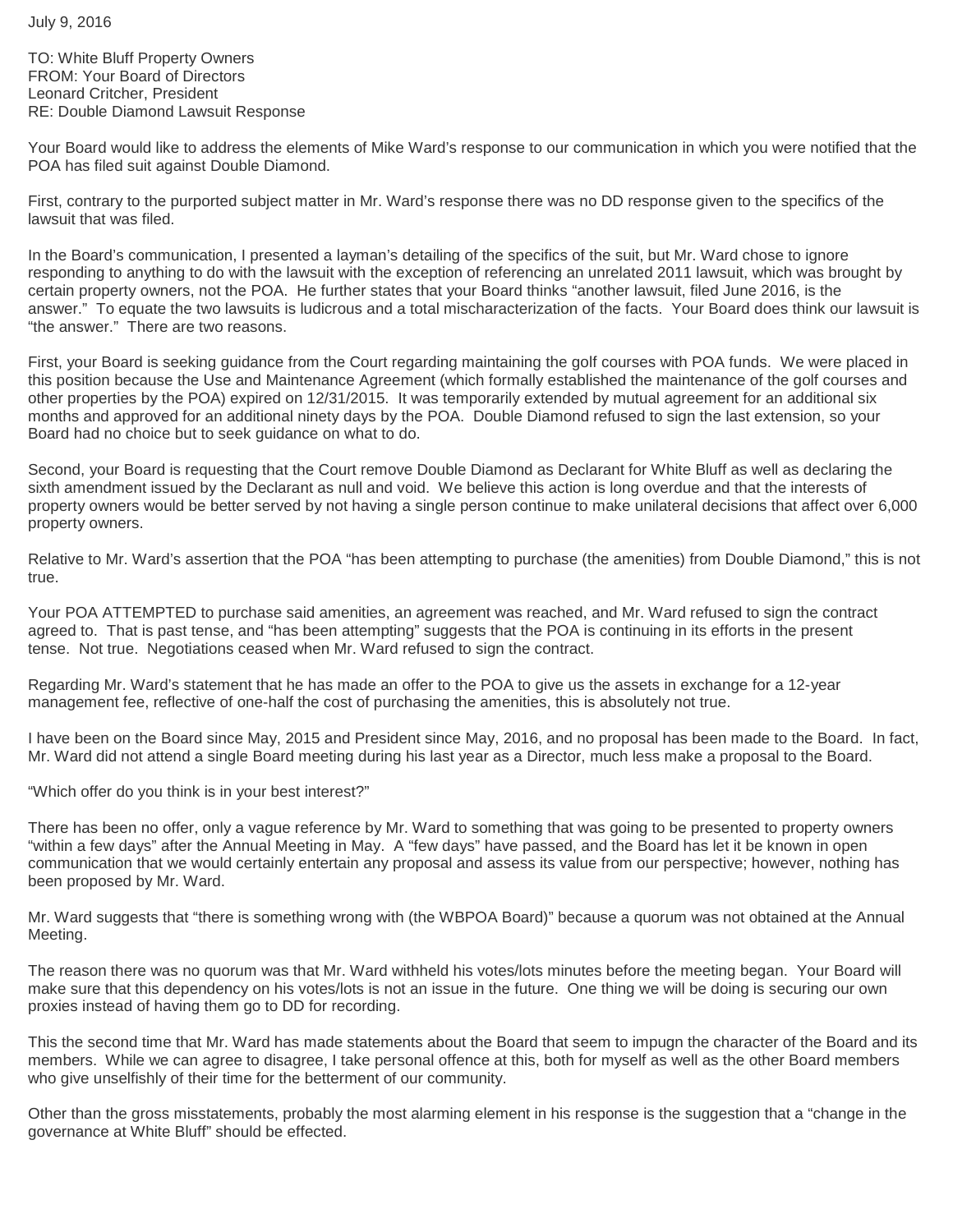July 9, 2016

TO: White Bluff Property Owners
FROM: Your Board of Directors
Leonard Critcher, President
RE: Double Diamond Lawsuit Response

Your Board would like to address the elements of Mike Ward's response to our communication in which you were notified that the POA has filed suit against Double Diamond.

First, contrary to the purported subject matter in Mr. Ward's response there was no DD response given to the specifics of the lawsuit that was filed.

In the Board's communication, I presented a layman's detailing of the specifics of the suit, but Mr. Ward chose to ignore responding to anything to do with the lawsuit with the exception of referencing an unrelated 2011 lawsuit, which was brought by certain property owners, not the POA. He further states that your Board thinks "another lawsuit, filed June 2016, is the answer." To equate the two lawsuits is ludicrous and a total mischaracterization of the facts. Your Board does think our lawsuit is "the answer." There are two reasons.

First, your Board is seeking guidance from the Court regarding maintaining the golf courses with POA funds. We were placed in this position because the Use and Maintenance Agreement (which formally established the maintenance of the golf courses and other properties by the POA) expired on 12/31/2015. It was temporarily extended by mutual agreement for an additional six months and approved for an additional ninety days by the POA. Double Diamond refused to sign the last extension, so your Board had no choice but to seek guidance on what to do.

Second, your Board is requesting that the Court remove Double Diamond as Declarant for White Bluff as well as declaring the sixth amendment issued by the Declarant as null and void. We believe this action is long overdue and that the interests of property owners would be better served by not having a single person continue to make unilateral decisions that affect over 6,000 property owners.

Relative to Mr. Ward's assertion that the POA "has been attempting to purchase (the amenities) from Double Diamond," this is not true.

Your POA ATTEMPTED to purchase said amenities, an agreement was reached, and Mr. Ward refused to sign the contract agreed to. That is past tense, and "has been attempting" suggests that the POA is continuing in its efforts in the present tense. Not true. Negotiations ceased when Mr. Ward refused to sign the contract.

Regarding Mr. Ward's statement that he has made an offer to the POA to give us the assets in exchange for a 12-year management fee, reflective of one-half the cost of purchasing the amenities, this is absolutely not true.

I have been on the Board since May, 2015 and President since May, 2016, and no proposal has been made to the Board. In fact, Mr. Ward did not attend a single Board meeting during his last year as a Director, much less make a proposal to the Board.

"Which offer do you think is in your best interest?"

There has been no offer, only a vague reference by Mr. Ward to something that was going to be presented to property owners "within a few days" after the Annual Meeting in May. A "few days" have passed, and the Board has let it be known in open communication that we would certainly entertain any proposal and assess its value from our perspective; however, nothing has been proposed by Mr. Ward.

Mr. Ward suggests that "there is something wrong with (the WBPOA Board)" because a quorum was not obtained at the Annual Meeting.

The reason there was no quorum was that Mr. Ward withheld his votes/lots minutes before the meeting began. Your Board will make sure that this dependency on his votes/lots is not an issue in the future. One thing we will be doing is securing our own proxies instead of having them go to DD for recording.

This the second time that Mr. Ward has made statements about the Board that seem to impugn the character of the Board and its members. While we can agree to disagree, I take personal offence at this, both for myself as well as the other Board members who give unselfishly of their time for the betterment of our community.

Other than the gross misstatements, probably the most alarming element in his response is the suggestion that a "change in the governance at White Bluff" should be effected.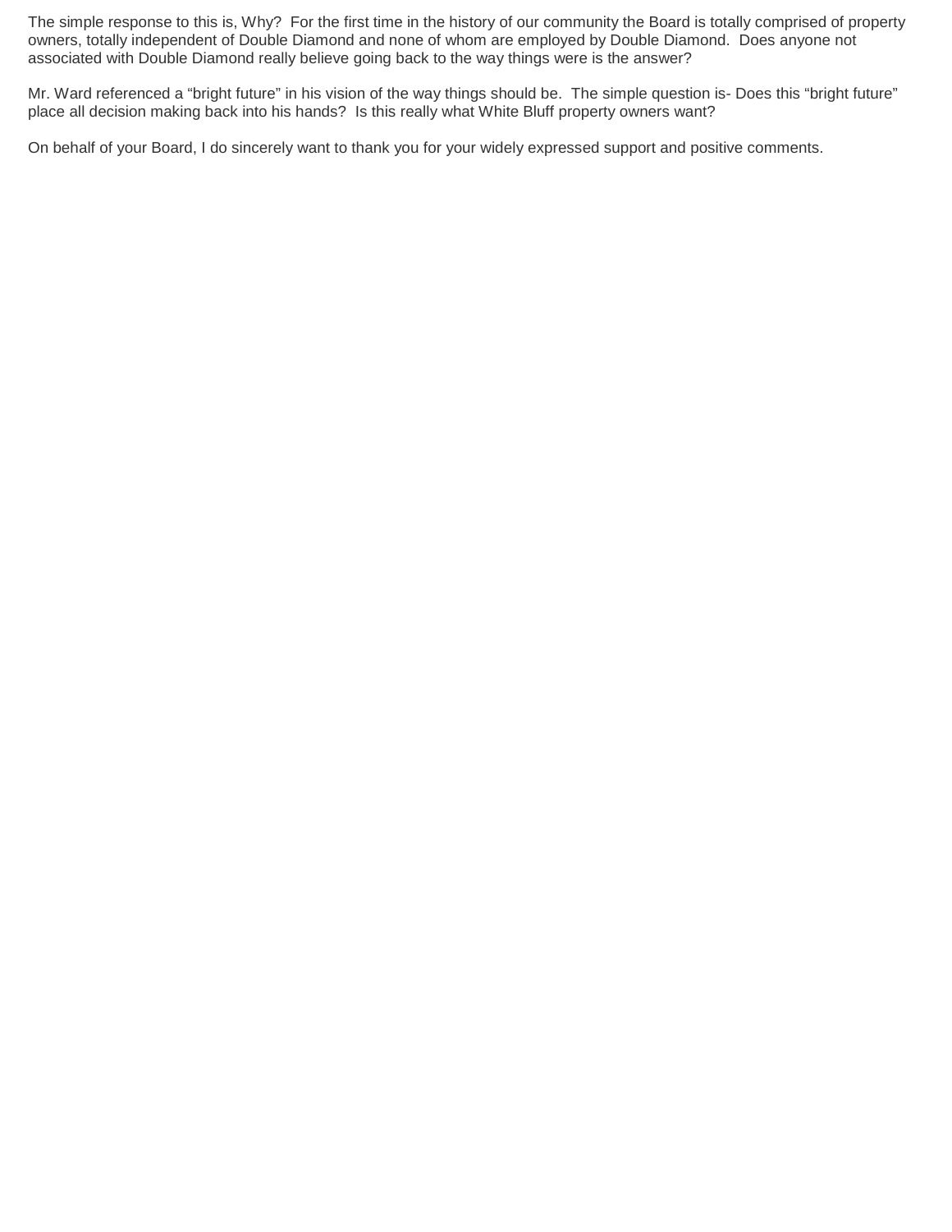The simple response to this is, Why?  For the first time in the history of our community the Board is totally comprised of property owners, totally independent of Double Diamond and none of whom are employed by Double Diamond.  Does anyone not associated with Double Diamond really believe going back to the way things were is the answer?

Mr. Ward referenced a "bright future" in his vision of the way things should be.  The simple question is- Does this "bright future" place all decision making back into his hands?  Is this really what White Bluff property owners want?

On behalf of your Board, I do sincerely want to thank you for your widely expressed support and positive comments.